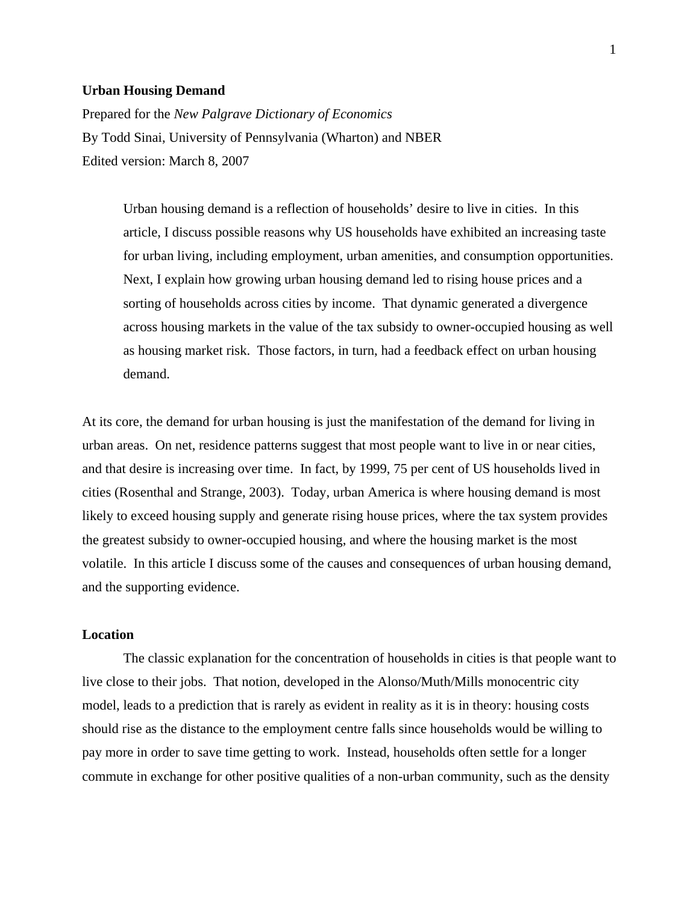# Urban Housing Demand

Prepared for the *New Palgrave Dictionary of Economics*

By Todd Sinai, University of Pennsylvania (Wharton) and NBER

Edited version: March 8, 2007

> Urban housing demand is a reflection of households' desire to live in cities. In this article, I discuss possible reasons why US households have exhibited an increasing taste for urban living, including employment, urban amenities, and consumption opportunities. Next, I explain how growing urban housing demand led to rising house prices and a sorting of households across cities by income. That dynamic generated a divergence across housing markets in the value of the tax subsidy to owner-occupied housing as well as housing market risk. Those factors, in turn, had a feedback effect on urban housing demand.

At its core, the demand for urban housing is just the manifestation of the demand for living in urban areas. On net, residence patterns suggest that most people want to live in or near cities, and that desire is increasing over time. In fact, by 1999, 75 per cent of US households lived in cities (Rosenthal and Strange, 2003). Today, urban America is where housing demand is most likely to exceed housing supply and generate rising house prices, where the tax system provides the greatest subsidy to owner-occupied housing, and where the housing market is the most volatile. In this article I discuss some of the causes and consequences of urban housing demand, and the supporting evidence.

## Location

The classic explanation for the concentration of households in cities is that people want to live close to their jobs. That notion, developed in the Alonso/Muth/Mills monocentric city model, leads to a prediction that is rarely as evident in reality as it is in theory: housing costs should rise as the distance to the employment centre falls since households would be willing to pay more in order to save time getting to work. Instead, households often settle for a longer commute in exchange for other positive qualities of a non-urban community, such as the density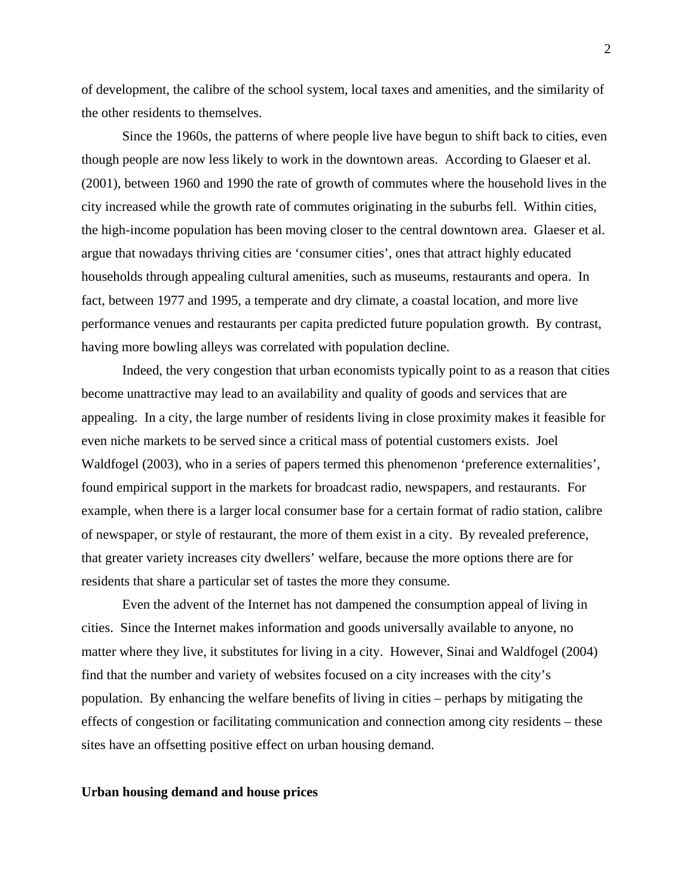of development, the calibre of the school system, local taxes and amenities, and the similarity of the other residents to themselves.

Since the 1960s, the patterns of where people live have begun to shift back to cities, even though people are now less likely to work in the downtown areas. According to Glaeser et al. (2001), between 1960 and 1990 the rate of growth of commutes where the household lives in the city increased while the growth rate of commutes originating in the suburbs fell. Within cities, the high-income population has been moving closer to the central downtown area. Glaeser et al. argue that nowadays thriving cities are 'consumer cities', ones that attract highly educated households through appealing cultural amenities, such as museums, restaurants and opera. In fact, between 1977 and 1995, a temperate and dry climate, a coastal location, and more live performance venues and restaurants per capita predicted future population growth. By contrast, having more bowling alleys was correlated with population decline.

Indeed, the very congestion that urban economists typically point to as a reason that cities become unattractive may lead to an availability and quality of goods and services that are appealing. In a city, the large number of residents living in close proximity makes it feasible for even niche markets to be served since a critical mass of potential customers exists. Joel Waldfogel (2003), who in a series of papers termed this phenomenon 'preference externalities', found empirical support in the markets for broadcast radio, newspapers, and restaurants. For example, when there is a larger local consumer base for a certain format of radio station, calibre of newspaper, or style of restaurant, the more of them exist in a city. By revealed preference, that greater variety increases city dwellers' welfare, because the more options there are for residents that share a particular set of tastes the more they consume.

Even the advent of the Internet has not dampened the consumption appeal of living in cities. Since the Internet makes information and goods universally available to anyone, no matter where they live, it substitutes for living in a city. However, Sinai and Waldfogel (2004) find that the number and variety of websites focused on a city increases with the city's population. By enhancing the welfare benefits of living in cities – perhaps by mitigating the effects of congestion or facilitating communication and connection among city residents – these sites have an offsetting positive effect on urban housing demand.

**Urban housing demand and house prices**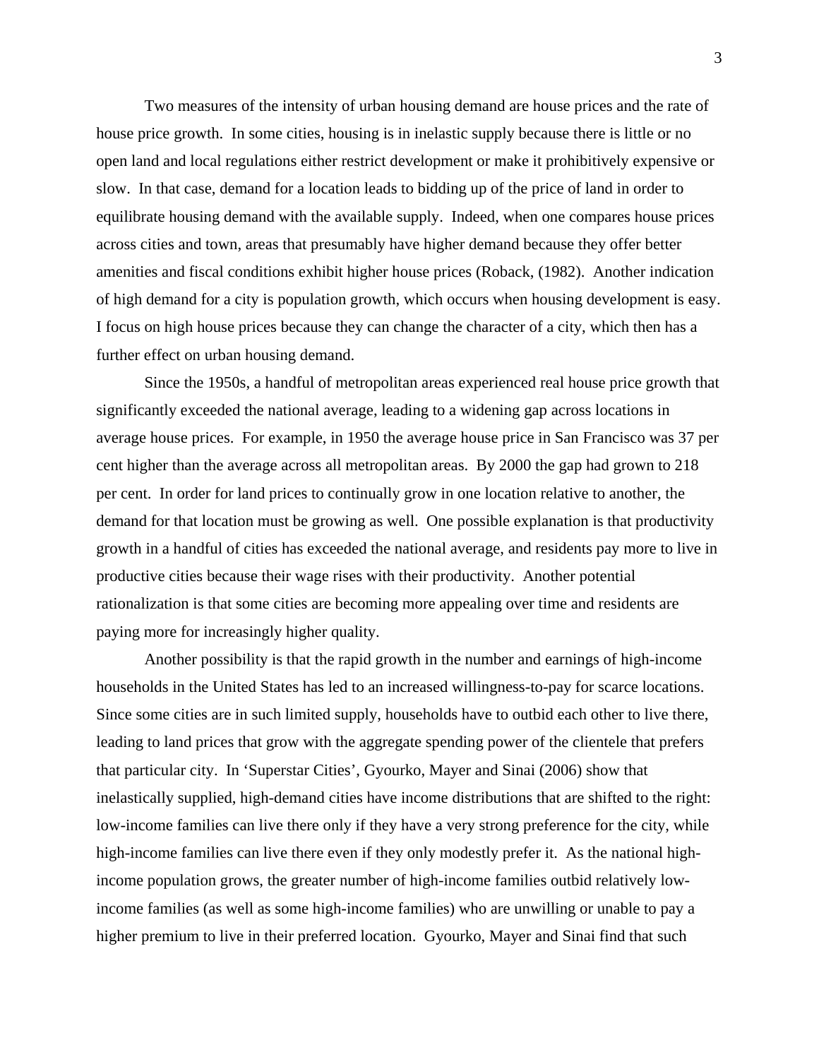Two measures of the intensity of urban housing demand are house prices and the rate of house price growth. In some cities, housing is in inelastic supply because there is little or no open land and local regulations either restrict development or make it prohibitively expensive or slow. In that case, demand for a location leads to bidding up of the price of land in order to equilibrate housing demand with the available supply. Indeed, when one compares house prices across cities and town, areas that presumably have higher demand because they offer better amenities and fiscal conditions exhibit higher house prices (Roback, (1982). Another indication of high demand for a city is population growth, which occurs when housing development is easy. I focus on high house prices because they can change the character of a city, which then has a further effect on urban housing demand.

Since the 1950s, a handful of metropolitan areas experienced real house price growth that significantly exceeded the national average, leading to a widening gap across locations in average house prices. For example, in 1950 the average house price in San Francisco was 37 per cent higher than the average across all metropolitan areas. By 2000 the gap had grown to 218 per cent. In order for land prices to continually grow in one location relative to another, the demand for that location must be growing as well. One possible explanation is that productivity growth in a handful of cities has exceeded the national average, and residents pay more to live in productive cities because their wage rises with their productivity. Another potential rationalization is that some cities are becoming more appealing over time and residents are paying more for increasingly higher quality.

Another possibility is that the rapid growth in the number and earnings of high-income households in the United States has led to an increased willingness-to-pay for scarce locations. Since some cities are in such limited supply, households have to outbid each other to live there, leading to land prices that grow with the aggregate spending power of the clientele that prefers that particular city. In 'Superstar Cities', Gyourko, Mayer and Sinai (2006) show that inelastically supplied, high-demand cities have income distributions that are shifted to the right: low-income families can live there only if they have a very strong preference for the city, while high-income families can live there even if they only modestly prefer it. As the national high-income population grows, the greater number of high-income families outbid relatively low-income families (as well as some high-income families) who are unwilling or unable to pay a higher premium to live in their preferred location. Gyourko, Mayer and Sinai find that such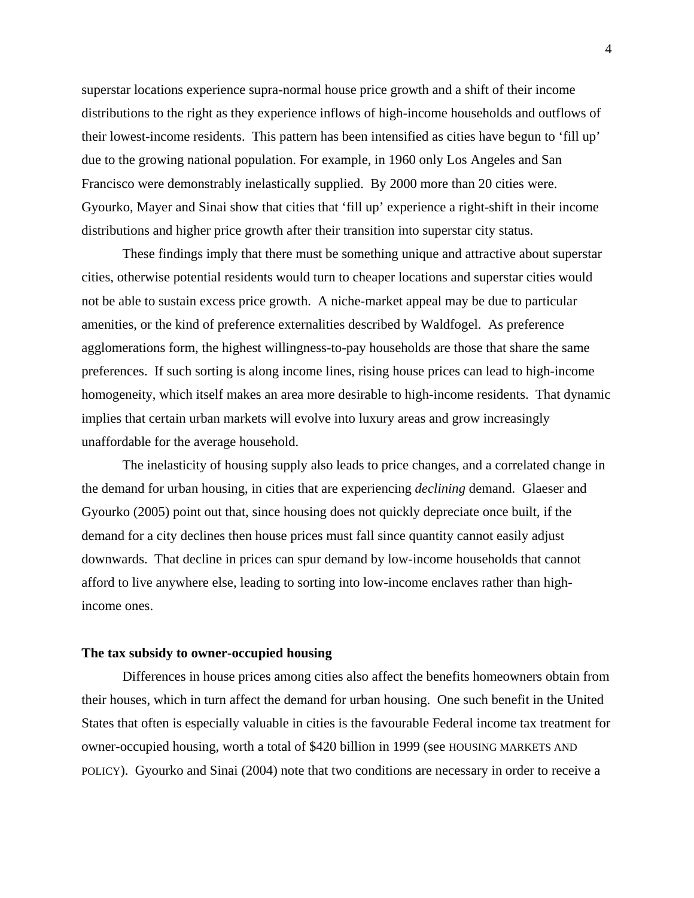superstar locations experience supra-normal house price growth and a shift of their income distributions to the right as they experience inflows of high-income households and outflows of their lowest-income residents. This pattern has been intensified as cities have begun to 'fill up' due to the growing national population. For example, in 1960 only Los Angeles and San Francisco were demonstrably inelastically supplied. By 2000 more than 20 cities were. Gyourko, Mayer and Sinai show that cities that 'fill up' experience a right-shift in their income distributions and higher price growth after their transition into superstar city status.

These findings imply that there must be something unique and attractive about superstar cities, otherwise potential residents would turn to cheaper locations and superstar cities would not be able to sustain excess price growth. A niche-market appeal may be due to particular amenities, or the kind of preference externalities described by Waldfogel. As preference agglomerations form, the highest willingness-to-pay households are those that share the same preferences. If such sorting is along income lines, rising house prices can lead to high-income homogeneity, which itself makes an area more desirable to high-income residents. That dynamic implies that certain urban markets will evolve into luxury areas and grow increasingly unaffordable for the average household.

The inelasticity of housing supply also leads to price changes, and a correlated change in the demand for urban housing, in cities that are experiencing *declining* demand. Glaeser and Gyourko (2005) point out that, since housing does not quickly depreciate once built, if the demand for a city declines then house prices must fall since quantity cannot easily adjust downwards. That decline in prices can spur demand by low-income households that cannot afford to live anywhere else, leading to sorting into low-income enclaves rather than high-income ones.

**The tax subsidy to owner-occupied housing**

Differences in house prices among cities also affect the benefits homeowners obtain from their houses, which in turn affect the demand for urban housing. One such benefit in the United States that often is especially valuable in cities is the favourable Federal income tax treatment for owner-occupied housing, worth a total of $420 billion in 1999 (see HOUSING MARKETS AND POLICY). Gyourko and Sinai (2004) note that two conditions are necessary in order to receive a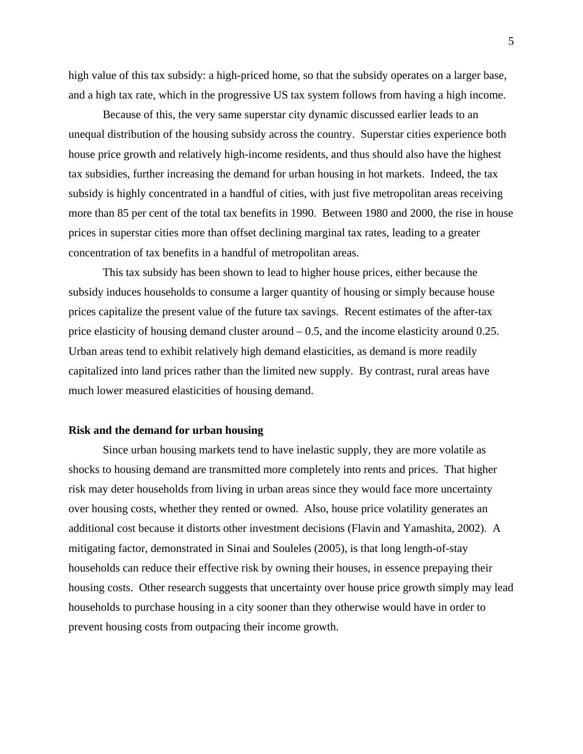high value of this tax subsidy: a high-priced home, so that the subsidy operates on a larger base, and a high tax rate, which in the progressive US tax system follows from having a high income.

Because of this, the very same superstar city dynamic discussed earlier leads to an unequal distribution of the housing subsidy across the country. Superstar cities experience both house price growth and relatively high-income residents, and thus should also have the highest tax subsidies, further increasing the demand for urban housing in hot markets. Indeed, the tax subsidy is highly concentrated in a handful of cities, with just five metropolitan areas receiving more than 85 per cent of the total tax benefits in 1990. Between 1980 and 2000, the rise in house prices in superstar cities more than offset declining marginal tax rates, leading to a greater concentration of tax benefits in a handful of metropolitan areas.

This tax subsidy has been shown to lead to higher house prices, either because the subsidy induces households to consume a larger quantity of housing or simply because house prices capitalize the present value of the future tax savings. Recent estimates of the after-tax price elasticity of housing demand cluster around – 0.5, and the income elasticity around 0.25. Urban areas tend to exhibit relatively high demand elasticities, as demand is more readily capitalized into land prices rather than the limited new supply. By contrast, rural areas have much lower measured elasticities of housing demand.

**Risk and the demand for urban housing**

Since urban housing markets tend to have inelastic supply, they are more volatile as shocks to housing demand are transmitted more completely into rents and prices. That higher risk may deter households from living in urban areas since they would face more uncertainty over housing costs, whether they rented or owned. Also, house price volatility generates an additional cost because it distorts other investment decisions (Flavin and Yamashita, 2002). A mitigating factor, demonstrated in Sinai and Souleles (2005), is that long length-of-stay households can reduce their effective risk by owning their houses, in essence prepaying their housing costs. Other research suggests that uncertainty over house price growth simply may lead households to purchase housing in a city sooner than they otherwise would have in order to prevent housing costs from outpacing their income growth.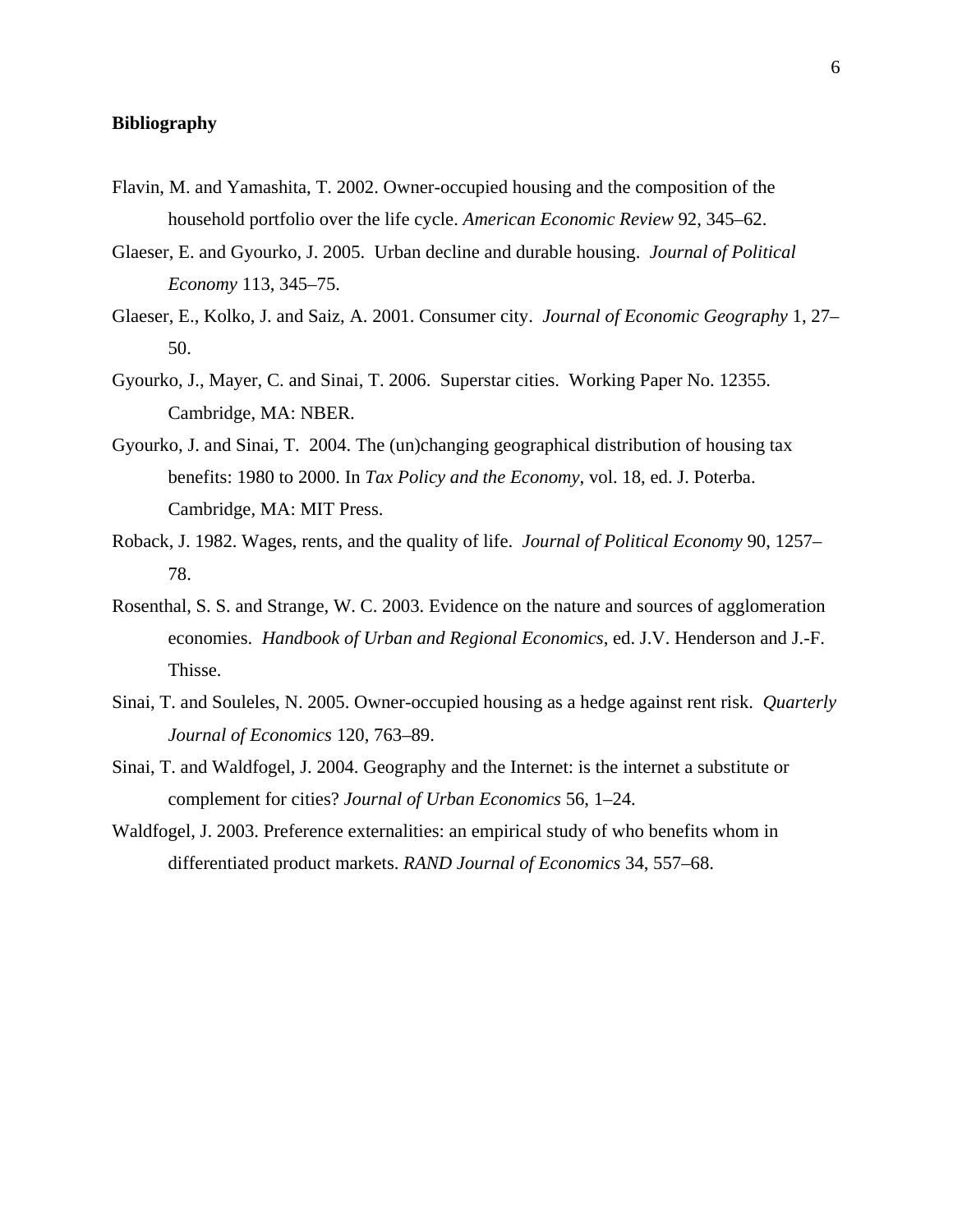**Bibliography**

Flavin, M. and Yamashita, T. 2002. Owner-occupied housing and the composition of the household portfolio over the life cycle. *American Economic Review* 92, 345–62.

Glaeser, E. and Gyourko, J. 2005. Urban decline and durable housing. *Journal of Political Economy* 113, 345–75.

Glaeser, E., Kolko, J. and Saiz, A. 2001. Consumer city. *Journal of Economic Geography* 1, 27–50.

Gyourko, J., Mayer, C. and Sinai, T. 2006. Superstar cities. Working Paper No. 12355. Cambridge, MA: NBER.

Gyourko, J. and Sinai, T. 2004. The (un)changing geographical distribution of housing tax benefits: 1980 to 2000. In *Tax Policy and the Economy*, vol. 18, ed. J. Poterba. Cambridge, MA: MIT Press.

Roback, J. 1982. Wages, rents, and the quality of life. *Journal of Political Economy* 90, 1257–78.

Rosenthal, S. S. and Strange, W. C. 2003. Evidence on the nature and sources of agglomeration economies. *Handbook of Urban and Regional Economics*, ed. J.V. Henderson and J.-F. Thisse.

Sinai, T. and Souleles, N. 2005. Owner-occupied housing as a hedge against rent risk. *Quarterly Journal of Economics* 120, 763–89.

Sinai, T. and Waldfogel, J. 2004. Geography and the Internet: is the internet a substitute or complement for cities? *Journal of Urban Economics* 56, 1–24.

Waldfogel, J. 2003. Preference externalities: an empirical study of who benefits whom in differentiated product markets. *RAND Journal of Economics* 34, 557–68.